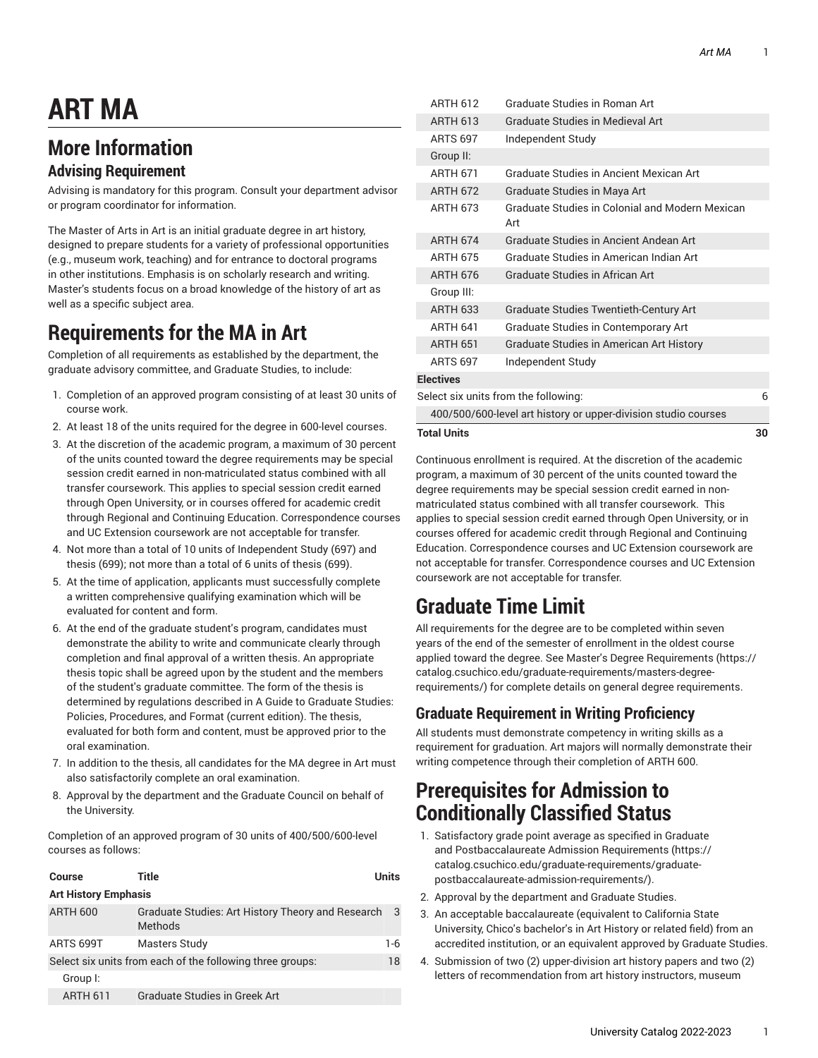# ART MA

## More Information

### Advising Requirement

Advising is mandatory for this program. Consult your department advisor or program coordinator for information.

The Master of Arts in Art is an initial graduate degree in art history, designed to prepare students for a variety of professional opportunities (e.g., museum work, teaching) and for entrance to doctoral programs in other institutions. Emphasis is on scholarly research and writing. Master's students focus on a broad knowledge of the history of art as well as a specific subject area.

## Requirements for the MA in Art

Completion of all requirements as established by the department, the graduate advisory committee, and Graduate Studies, to include:

1. Completion of an approved program consisting of at least 30 units of course work.
2. At least 18 of the units required for the degree in 600-level courses.
3. At the discretion of the academic program, a maximum of 30 percent of the units counted toward the degree requirements may be special session credit earned in non-matriculated status combined with all transfer coursework. This applies to special session credit earned through Open University, or in courses offered for academic credit through Regional and Continuing Education. Correspondence courses and UC Extension coursework are not acceptable for transfer.
4. Not more than a total of 10 units of Independent Study (697) and thesis (699); not more than a total of 6 units of thesis (699).
5. At the time of application, applicants must successfully complete a written comprehensive qualifying examination which will be evaluated for content and form.
6. At the end of the graduate student's program, candidates must demonstrate the ability to write and communicate clearly through completion and final approval of a written thesis. An appropriate thesis topic shall be agreed upon by the student and the members of the student's graduate committee. The form of the thesis is determined by regulations described in A Guide to Graduate Studies: Policies, Procedures, and Format (current edition). The thesis, evaluated for both form and content, must be approved prior to the oral examination.
7. In addition to the thesis, all candidates for the MA degree in Art must also satisfactorily complete an oral examination.
8. Approval by the department and the Graduate Council on behalf of the University.

Completion of an approved program of 30 units of 400/500/600-level courses as follows:

| Course | Title | Units |
|---|---|---|
| **Art History Emphasis** | | |
| ARTH 600 | Graduate Studies: Art History Theory and Research Methods | 3 |
| ARTS 699T | Masters Study | 1-6 |
| Select six units from each of the following three groups: | | 18 |
| Group I: | | |
| ARTH 611 | Graduate Studies in Greek Art | |
| ARTH 612 | Graduate Studies in Roman Art | |
| ARTH 613 | Graduate Studies in Medieval Art | |
| ARTS 697 | Independent Study | |
| Group II: | | |
| ARTH 671 | Graduate Studies in Ancient Mexican Art | |
| ARTH 672 | Graduate Studies in Maya Art | |
| ARTH 673 | Graduate Studies in Colonial and Modern Mexican Art | |
| ARTH 674 | Graduate Studies in Ancient Andean Art | |
| ARTH 675 | Graduate Studies in American Indian Art | |
| ARTH 676 | Graduate Studies in African Art | |
| Group III: | | |
| ARTH 633 | Graduate Studies Twentieth-Century Art | |
| ARTH 641 | Graduate Studies in Contemporary Art | |
| ARTH 651 | Graduate Studies in American Art History | |
| ARTS 697 | Independent Study | |
| **Electives** | | |
| Select six units from the following: | | 6 |
| 400/500/600-level art history or upper-division studio courses | | |
| **Total Units** | | **30** |

Continuous enrollment is required. At the discretion of the academic program, a maximum of 30 percent of the units counted toward the degree requirements may be special session credit earned in non-matriculated status combined with all transfer coursework. This applies to special session credit earned through Open University, or in courses offered for academic credit through Regional and Continuing Education. Correspondence courses and UC Extension coursework are not acceptable for transfer. Correspondence courses and UC Extension coursework are not acceptable for transfer.

## Graduate Time Limit

All requirements for the degree are to be completed within seven years of the end of the semester of enrollment in the oldest course applied toward the degree. See Master's Degree Requirements (https://catalog.csuchico.edu/graduate-requirements/masters-degree-requirements/) for complete details on general degree requirements.

### Graduate Requirement in Writing Proficiency

All students must demonstrate competency in writing skills as a requirement for graduation. Art majors will normally demonstrate their writing competence through their completion of ARTH 600.

## Prerequisites for Admission to Conditionally Classified Status

1. Satisfactory grade point average as specified in Graduate and Postbaccalaureate Admission Requirements (https://catalog.csuchico.edu/graduate-requirements/graduate-postbaccalaureate-admission-requirements/).
2. Approval by the department and Graduate Studies.
3. An acceptable baccalaureate (equivalent to California State University, Chico's bachelor's in Art History or related field) from an accredited institution, or an equivalent approved by Graduate Studies.
4. Submission of two (2) upper-division art history papers and two (2) letters of recommendation from art history instructors, museum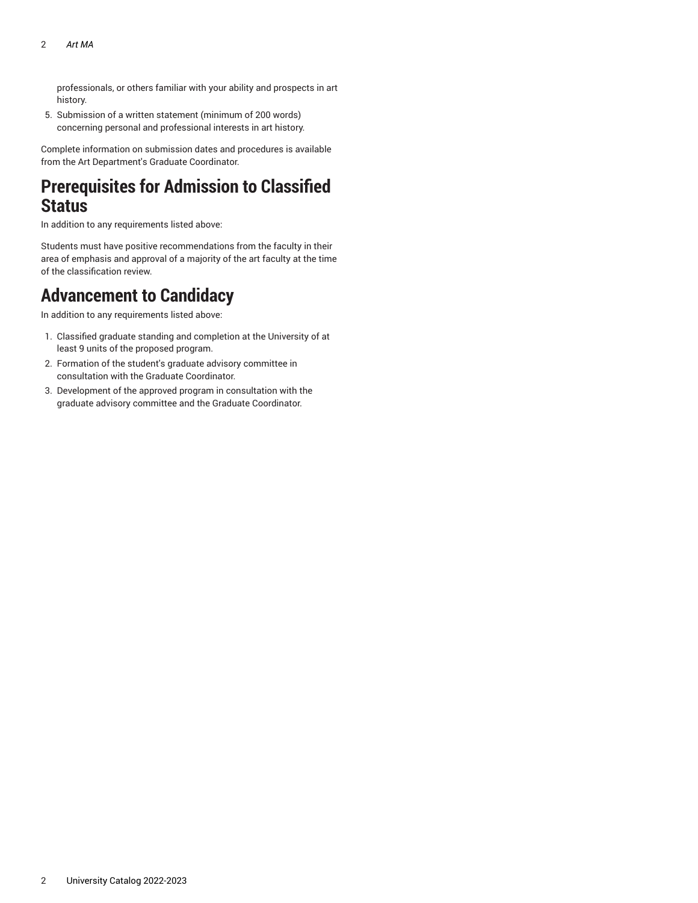professionals, or others familiar with your ability and prospects in art history.

5. Submission of a written statement (minimum of 200 words) concerning personal and professional interests in art history.

Complete information on submission dates and procedures is available from the Art Department's Graduate Coordinator.

## Prerequisites for Admission to Classified Status

In addition to any requirements listed above:

Students must have positive recommendations from the faculty in their area of emphasis and approval of a majority of the art faculty at the time of the classification review.

## Advancement to Candidacy

In addition to any requirements listed above:

1. Classified graduate standing and completion at the University of at least 9 units of the proposed program.
2. Formation of the student's graduate advisory committee in consultation with the Graduate Coordinator.
3. Development of the approved program in consultation with the graduate advisory committee and the Graduate Coordinator.